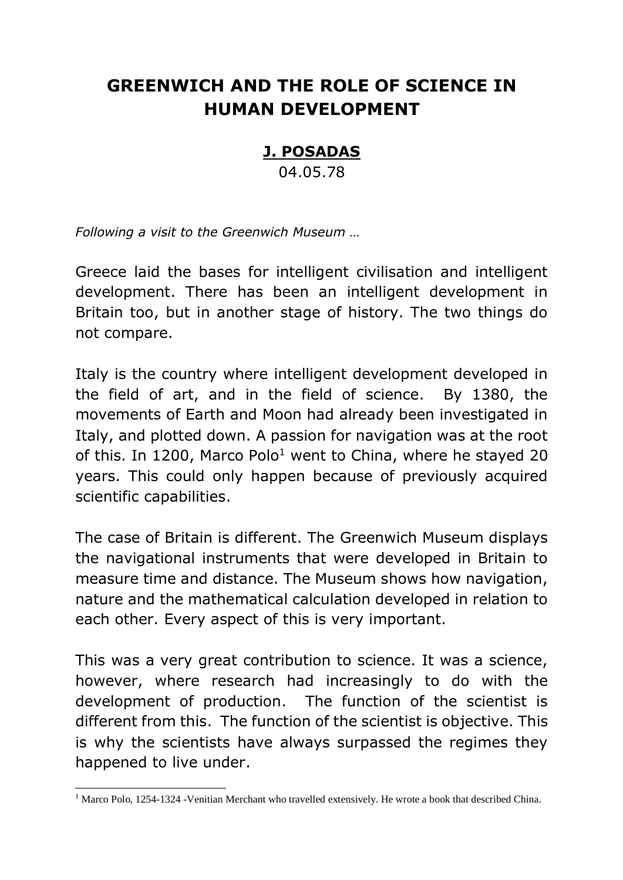# GREENWICH AND THE ROLE OF SCIENCE IN HUMAN DEVELOPMENT

**J. POSADAS**

04.05.78

*Following a visit to the Greenwich Museum …*

Greece laid the bases for intelligent civilisation and intelligent development. There has been an intelligent development in Britain too, but in another stage of history. The two things do not compare.

Italy is the country where intelligent development developed in the field of art, and in the field of science. By 1380, the movements of Earth and Moon had already been investigated in Italy, and plotted down. A passion for navigation was at the root of this. In 1200, Marco Polo[1] went to China, where he stayed 20 years. This could only happen because of previously acquired scientific capabilities.

The case of Britain is different. The Greenwich Museum displays the navigational instruments that were developed in Britain to measure time and distance. The Museum shows how navigation, nature and the mathematical calculation developed in relation to each other. Every aspect of this is very important.

This was a very great contribution to science. It was a science, however, where research had increasingly to do with the development of production. The function of the scientist is different from this. The function of the scientist is objective. This is why the scientists have always surpassed the regimes they happened to live under.

[1] Marco Polo, 1254-1324 -Venitian Merchant who travelled extensively. He wrote a book that described China.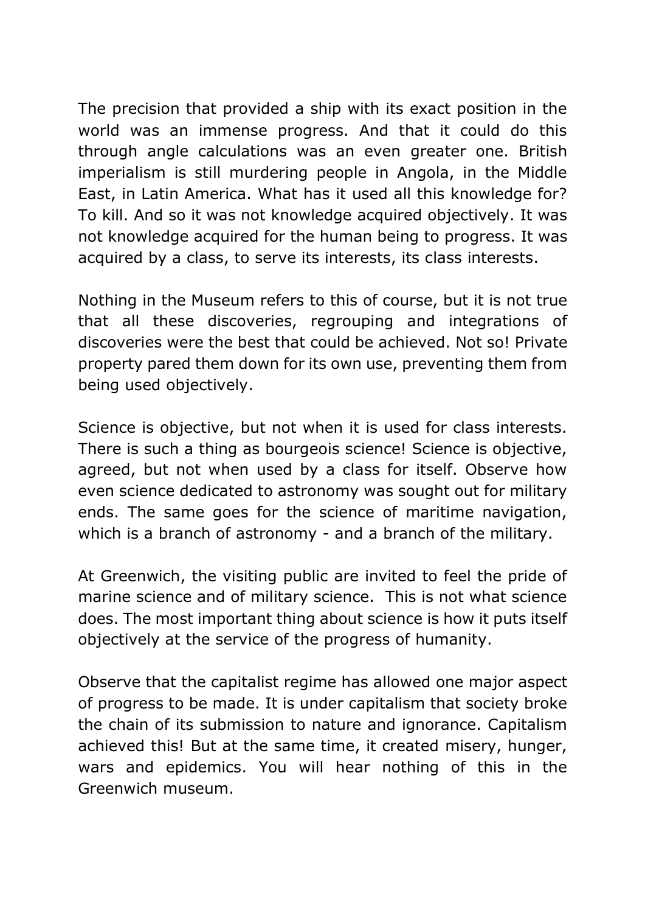The precision that provided a ship with its exact position in the world was an immense progress. And that it could do this through angle calculations was an even greater one. British imperialism is still murdering people in Angola, in the Middle East, in Latin America. What has it used all this knowledge for? To kill. And so it was not knowledge acquired objectively. It was not knowledge acquired for the human being to progress. It was acquired by a class, to serve its interests, its class interests.

Nothing in the Museum refers to this of course, but it is not true that all these discoveries, regrouping and integrations of discoveries were the best that could be achieved. Not so! Private property pared them down for its own use, preventing them from being used objectively.

Science is objective, but not when it is used for class interests. There is such a thing as bourgeois science! Science is objective, agreed, but not when used by a class for itself. Observe how even science dedicated to astronomy was sought out for military ends. The same goes for the science of maritime navigation, which is a branch of astronomy - and a branch of the military.

At Greenwich, the visiting public are invited to feel the pride of marine science and of military science. This is not what science does. The most important thing about science is how it puts itself objectively at the service of the progress of humanity.

Observe that the capitalist regime has allowed one major aspect of progress to be made. It is under capitalism that society broke the chain of its submission to nature and ignorance. Capitalism achieved this! But at the same time, it created misery, hunger, wars and epidemics. You will hear nothing of this in the Greenwich museum.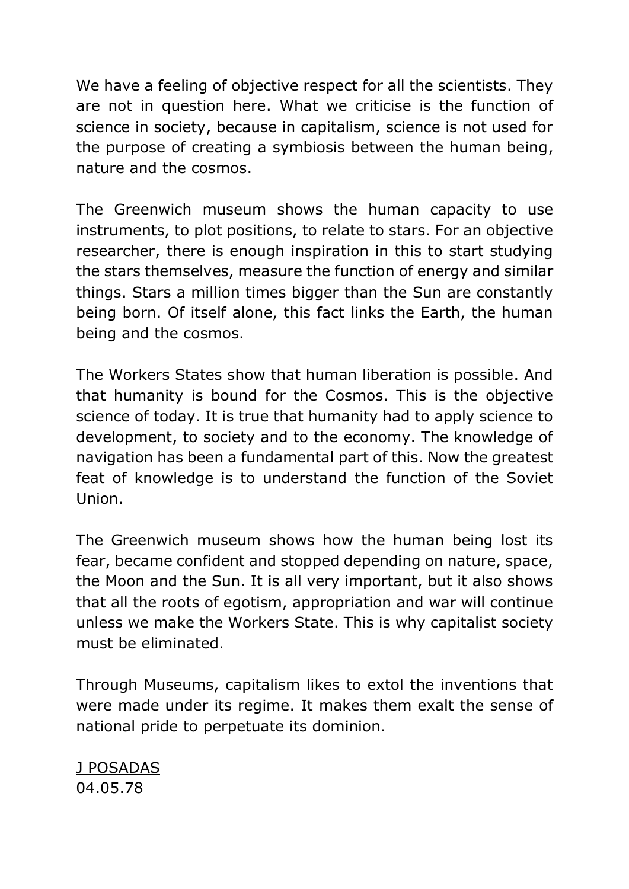We have a feeling of objective respect for all the scientists. They are not in question here. What we criticise is the function of science in society, because in capitalism, science is not used for the purpose of creating a symbiosis between the human being, nature and the cosmos.

The Greenwich museum shows the human capacity to use instruments, to plot positions, to relate to stars. For an objective researcher, there is enough inspiration in this to start studying the stars themselves, measure the function of energy and similar things. Stars a million times bigger than the Sun are constantly being born. Of itself alone, this fact links the Earth, the human being and the cosmos.

The Workers States show that human liberation is possible. And that humanity is bound for the Cosmos. This is the objective science of today. It is true that humanity had to apply science to development, to society and to the economy. The knowledge of navigation has been a fundamental part of this. Now the greatest feat of knowledge is to understand the function of the Soviet Union.

The Greenwich museum shows how the human being lost its fear, became confident and stopped depending on nature, space, the Moon and the Sun. It is all very important, but it also shows that all the roots of egotism, appropriation and war will continue unless we make the Workers State. This is why capitalist society must be eliminated.

Through Museums, capitalism likes to extol the inventions that were made under its regime. It makes them exalt the sense of national pride to perpetuate its dominion.

<u>J POSADAS</u>
04.05.78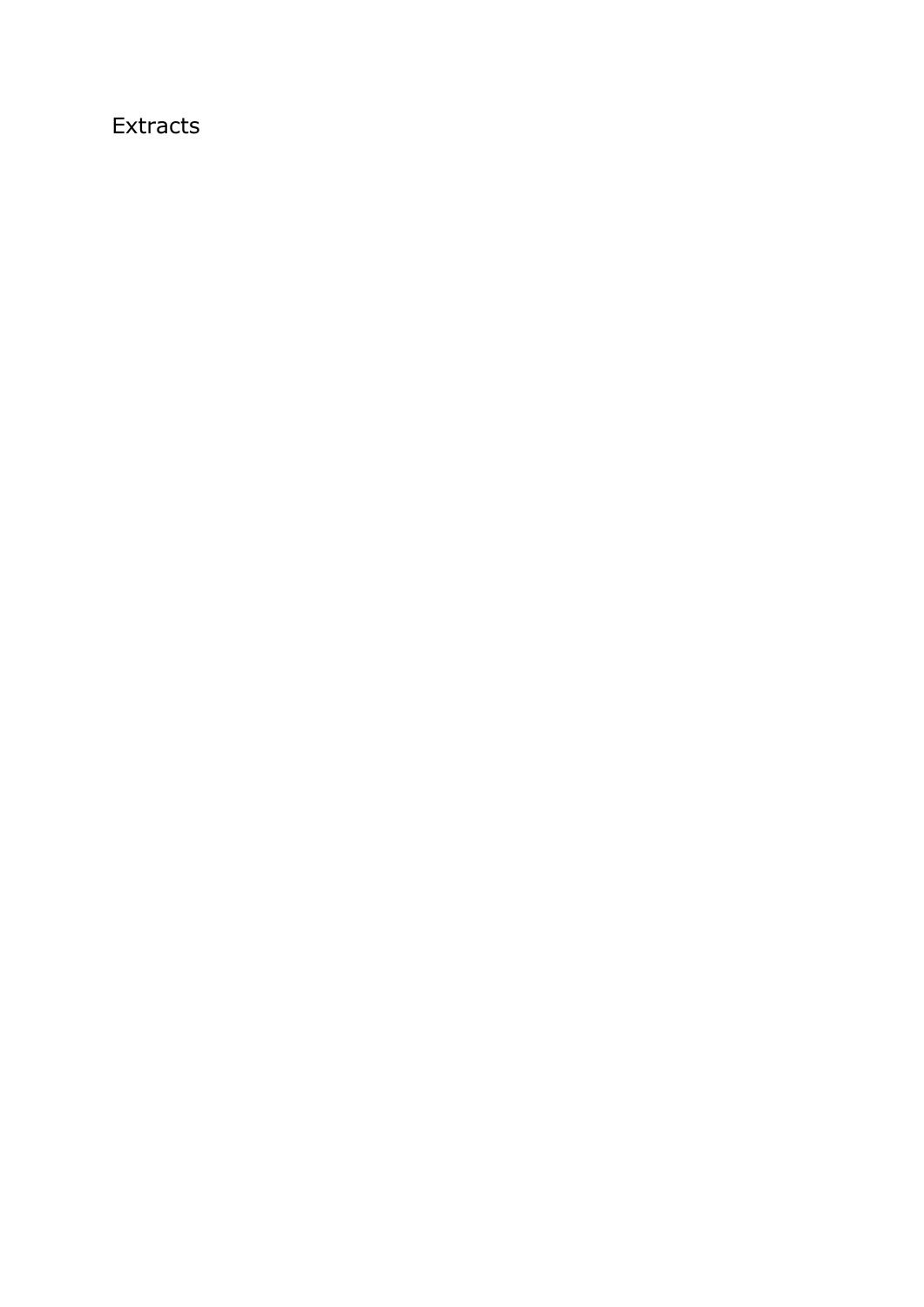Extracts